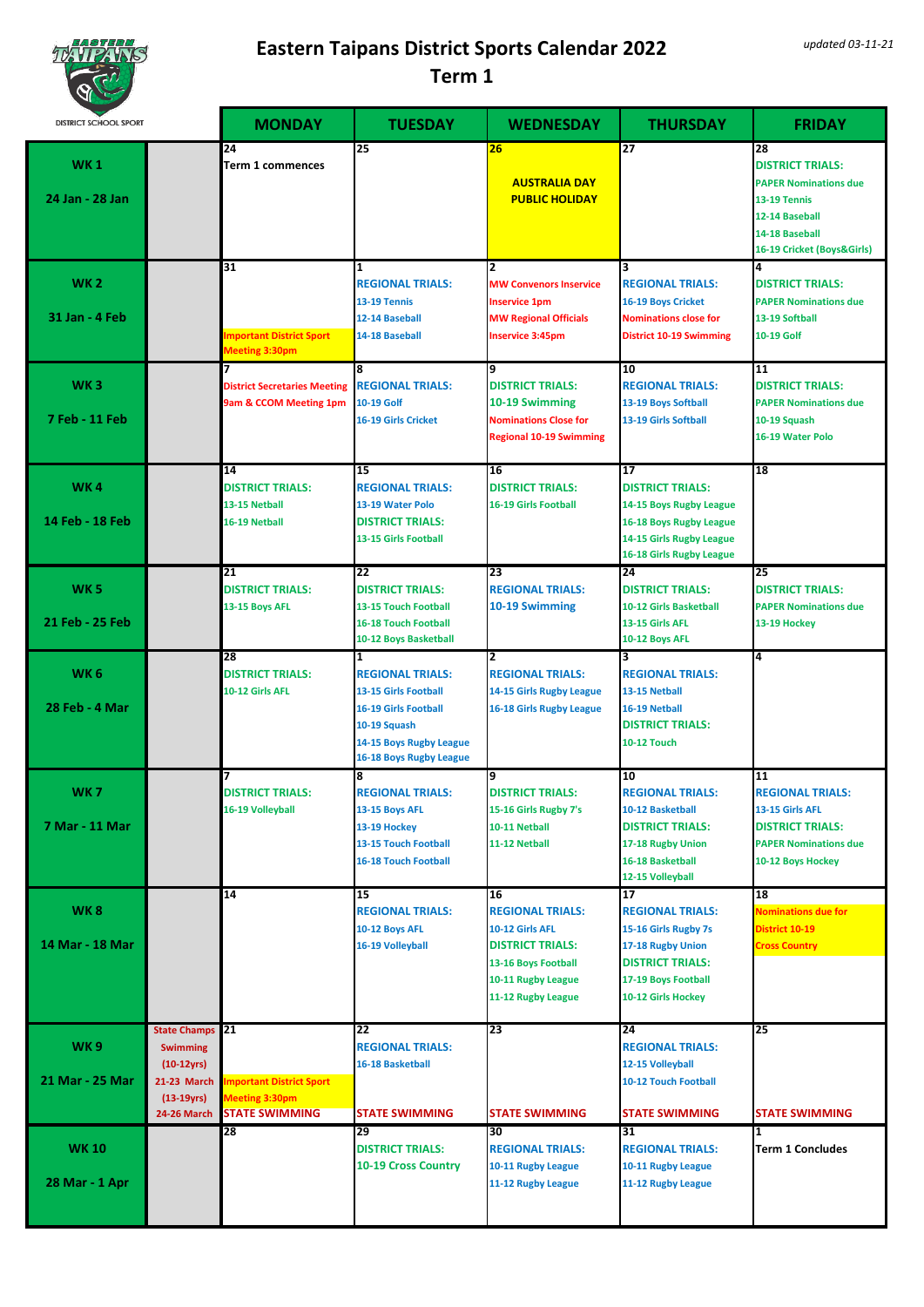# Eastern Taipans District Sports Calendar 2022

## Term 1

*updated 03-11-21*

DISTRICT SCHOOL SPORT

| | | MONDAY | TUESDAY | WEDNESDAY | THURSDAY | FRIDAY |
|---|---|---|---|---|---|---|
| **WK 1** 24 Jan - 28 Jan | | 24 Term 1 commences | 25 | 26 AUSTRALIA DAY PUBLIC HOLIDAY | 27 | 28 DISTRICT TRIALS: PAPER Nominations due 13-19 Tennis 12-14 Baseball 14-18 Baseball 16-19 Cricket (Boys&Girls) |
| **WK 2** 31 Jan - 4 Feb | | 31 Important District Sport Meeting 3:30pm | 1 REGIONAL TRIALS: 13-19 Tennis 12-14 Baseball 14-18 Baseball | 2 MW Convenors Inservice Inservice 1pm MW Regional Officials Inservice 3:45pm | 3 REGIONAL TRIALS: 16-19 Boys Cricket Nominations close for District 10-19 Swimming | 4 DISTRICT TRIALS: PAPER Nominations due 13-19 Softball 10-19 Golf |
| **WK 3** 7 Feb - 11 Feb | | 7 District Secretaries Meeting 9am & CCOM Meeting 1pm | 8 REGIONAL TRIALS: 10-19 Golf 16-19 Girls Cricket | 9 DISTRICT TRIALS: 10-19 Swimming Nominations Close for Regional 10-19 Swimming | 10 REGIONAL TRIALS: 13-19 Boys Softball 13-19 Girls Softball | 11 DISTRICT TRIALS: PAPER Nominations due 10-19 Squash 16-19 Water Polo |
| **WK 4** 14 Feb - 18 Feb | | 14 DISTRICT TRIALS: 13-15 Netball 16-19 Netball | 15 REGIONAL TRIALS: 13-19 Water Polo DISTRICT TRIALS: 13-15 Girls Football | 16 DISTRICT TRIALS: 16-19 Girls Football | 17 DISTRICT TRIALS: 14-15 Boys Rugby League 16-18 Boys Rugby League 14-15 Girls Rugby League 16-18 Girls Rugby League | 18 |
| **WK 5** 21 Feb - 25 Feb | | 21 DISTRICT TRIALS: 13-15 Boys AFL | 22 DISTRICT TRIALS: 13-15 Touch Football 16-18 Touch Football 10-12 Boys Basketball | 23 REGIONAL TRIALS: 10-19 Swimming | 24 DISTRICT TRIALS: 10-12 Girls Basketball 13-15 Girls AFL 10-12 Boys AFL | 25 DISTRICT TRIALS: PAPER Nominations due 13-19 Hockey |
| **WK 6** 28 Feb - 4 Mar | | 28 DISTRICT TRIALS: 10-12 Girls AFL | 1 REGIONAL TRIALS: 13-15 Girls Football 16-19 Girls Football 10-19 Squash 14-15 Boys Rugby League 16-18 Boys Rugby League | 2 REGIONAL TRIALS: 14-15 Girls Rugby League 16-18 Girls Rugby League | 3 REGIONAL TRIALS: 13-15 Netball 16-19 Netball DISTRICT TRIALS: 10-12 Touch | 4 |
| **WK 7** 7 Mar - 11 Mar | | 7 DISTRICT TRIALS: 16-19 Volleyball | 8 REGIONAL TRIALS: 13-15 Boys AFL 13-19 Hockey 13-15 Touch Football 16-18 Touch Football | 9 DISTRICT TRIALS: 15-16 Girls Rugby 7's 10-11 Netball 11-12 Netball | 10 REGIONAL TRIALS: 10-12 Basketball DISTRICT TRIALS: 17-18 Rugby Union 16-18 Basketball 12-15 Volleyball | 11 REGIONAL TRIALS: 13-15 Girls AFL DISTRICT TRIALS: PAPER Nominations due 10-12 Boys Hockey |
| **WK 8** 14 Mar - 18 Mar | | 14 | 15 REGIONAL TRIALS: 10-12 Boys AFL 16-19 Volleyball | 16 REGIONAL TRIALS: 10-12 Girls AFL DISTRICT TRIALS: 13-16 Boys Football 10-11 Rugby League 11-12 Rugby League | 17 REGIONAL TRIALS: 15-16 Girls Rugby 7s 17-18 Rugby Union DISTRICT TRIALS: 17-19 Boys Football 10-12 Girls Hockey | 18 Nominations due for District 10-19 Cross Country |
| **WK 9** 21 Mar - 25 Mar | State Champs Swimming (10-12yrs) 21-23 March (13-19yrs) 24-26 March | 21 Important District Sport Meeting 3:30pm STATE SWIMMING | 22 REGIONAL TRIALS: 16-18 Basketball STATE SWIMMING | 23 STATE SWIMMING | 24 REGIONAL TRIALS: 12-15 Volleyball 10-12 Touch Football STATE SWIMMING | 25 STATE SWIMMING |
| **WK 10** 28 Mar - 1 Apr | | 28 | 29 DISTRICT TRIALS: 10-19 Cross Country | 30 REGIONAL TRIALS: 10-11 Rugby League 11-12 Rugby League | 31 REGIONAL TRIALS: 10-11 Rugby League 11-12 Rugby League | 1 Term 1 Concludes |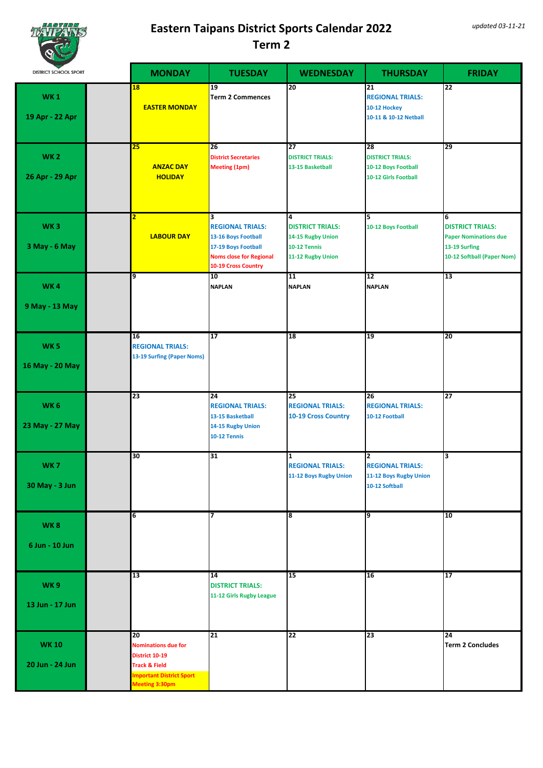# Eastern Taipans District Sports Calendar 2022

## Term 2

*updated 03-11-21*

DISTRICT SCHOOL SPORT

| | | MONDAY | TUESDAY | WEDNESDAY | THURSDAY | FRIDAY |
|---|---|---|---|---|---|---|
| WK 1<br><br>19 Apr - 22 Apr | | 18<br>EASTER MONDAY | 19<br>Term 2 Commences | 20 | 21<br>REGIONAL TRIALS:<br>10-12 Hockey<br>10-11 & 10-12 Netball | 22 |
| WK 2<br><br>26 Apr - 29 Apr | | 25<br>ANZAC DAY HOLIDAY | 26<br>District Secretaries Meeting (1pm) | 27<br>DISTRICT TRIALS:<br>13-15 Basketball | 28<br>DISTRICT TRIALS:<br>10-12 Boys Football<br>10-12 Girls Football | 29 |
| WK 3<br><br>3 May - 6 May | | 2<br>LABOUR DAY | 3<br>REGIONAL TRIALS:<br>13-16 Boys Football<br>17-19 Boys Football<br>Noms close for Regional 10-19 Cross Country | 4<br>DISTRICT TRIALS:<br>14-15 Rugby Union<br>10-12 Tennis<br>11-12 Rugby Union | 5<br>10-12 Boys Football | 6<br>DISTRICT TRIALS:<br>Paper Nominations due<br>13-19 Surfing<br>10-12 Softball (Paper Nom) |
| WK 4<br><br>9 May - 13 May | | 9 | 10<br>NAPLAN | 11<br>NAPLAN | 12<br>NAPLAN | 13 |
| WK 5<br><br>16 May - 20 May | | 16<br>REGIONAL TRIALS:<br>13-19 Surfing (Paper Noms) | 17 | 18 | 19 | 20 |
| WK 6<br><br>23 May - 27 May | | 23 | 24<br>REGIONAL TRIALS:<br>13-15 Basketball<br>14-15 Rugby Union<br>10-12 Tennis | 25<br>REGIONAL TRIALS:<br>10-19 Cross Country | 26<br>REGIONAL TRIALS:<br>10-12 Football | 27 |
| WK 7<br><br>30 May - 3 Jun | | 30 | 31 | 1<br>REGIONAL TRIALS:<br>11-12 Boys Rugby Union | 2<br>REGIONAL TRIALS:<br>11-12 Boys Rugby Union<br>10-12 Softball | 3 |
| WK 8<br><br>6 Jun - 10 Jun | | 6 | 7 | 8 | 9 | 10 |
| WK 9<br><br>13 Jun - 17 Jun | | 13 | 14<br>DISTRICT TRIALS:<br>11-12 Girls Rugby League | 15 | 16 | 17 |
| WK 10<br><br>20 Jun - 24 Jun | | 20<br>Nominations due for District 10-19 Track & Field<br>Important District Sport Meeting 3:30pm | 21 | 22 | 23 | 24<br>Term 2 Concludes |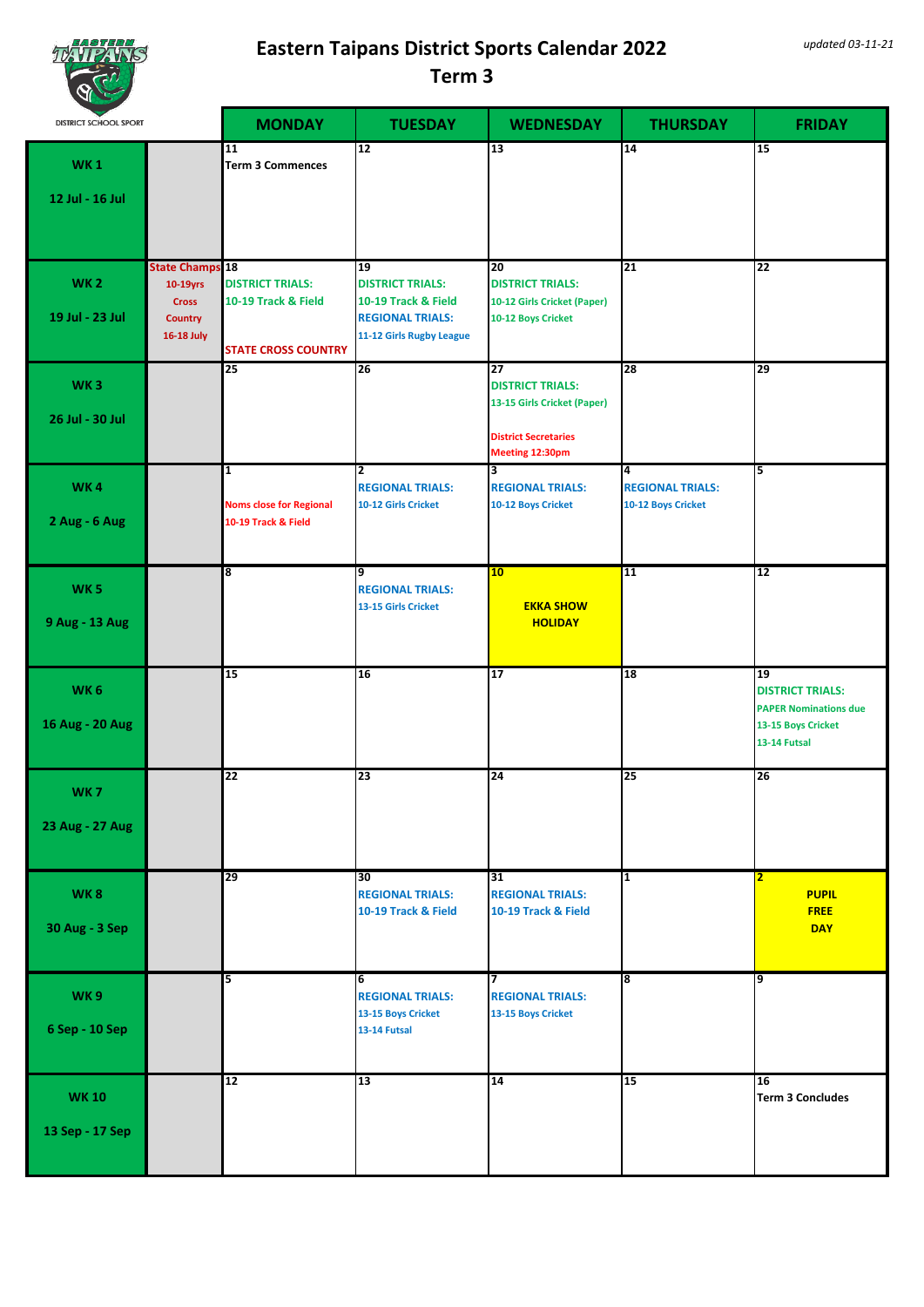# Eastern Taipans District Sports Calendar 2022

## Term 3

*updated 03-11-21*

DISTRICT SCHOOL SPORT

| | | MONDAY | TUESDAY | WEDNESDAY | THURSDAY | FRIDAY |
|---|---|---|---|---|---|---|
| **WK 1** 12 Jul - 16 Jul | | 11 Term 3 Commences | 12 | 13 | 14 | 15 |
| **WK 2** 19 Jul - 23 Jul | State Champs 10-19yrs Cross Country 16-18 July | 18 DISTRICT TRIALS: 10-19 Track & Field STATE CROSS COUNTRY | 19 DISTRICT TRIALS: 10-19 Track & Field REGIONAL TRIALS: 11-12 Girls Rugby League | 20 DISTRICT TRIALS: 10-12 Girls Cricket (Paper) 10-12 Boys Cricket | 21 | 22 |
| **WK 3** 26 Jul - 30 Jul | | 25 | 26 | 27 DISTRICT TRIALS: 13-15 Girls Cricket (Paper) District Secretaries Meeting 12:30pm | 28 | 29 |
| **WK 4** 2 Aug - 6 Aug | | 1 Noms close for Regional 10-19 Track & Field | 2 REGIONAL TRIALS: 10-12 Girls Cricket | 3 REGIONAL TRIALS: 10-12 Boys Cricket | 4 REGIONAL TRIALS: 10-12 Boys Cricket | 5 |
| **WK 5** 9 Aug - 13 Aug | | 8 | 9 REGIONAL TRIALS: 13-15 Girls Cricket | 10 EKKA SHOW HOLIDAY | 11 | 12 |
| **WK 6** 16 Aug - 20 Aug | | 15 | 16 | 17 | 18 | 19 DISTRICT TRIALS: PAPER Nominations due 13-15 Boys Cricket 13-14 Futsal |
| **WK 7** 23 Aug - 27 Aug | | 22 | 23 | 24 | 25 | 26 |
| **WK 8** 30 Aug - 3 Sep | | 29 | 30 REGIONAL TRIALS: 10-19 Track & Field | 31 REGIONAL TRIALS: 10-19 Track & Field | 1 | 2 PUPIL FREE DAY |
| **WK 9** 6 Sep - 10 Sep | | 5 | 6 REGIONAL TRIALS: 13-15 Boys Cricket 13-14 Futsal | 7 REGIONAL TRIALS: 13-15 Boys Cricket | 8 | 9 |
| **WK 10** 13 Sep - 17 Sep | | 12 | 13 | 14 | 15 | 16 Term 3 Concludes |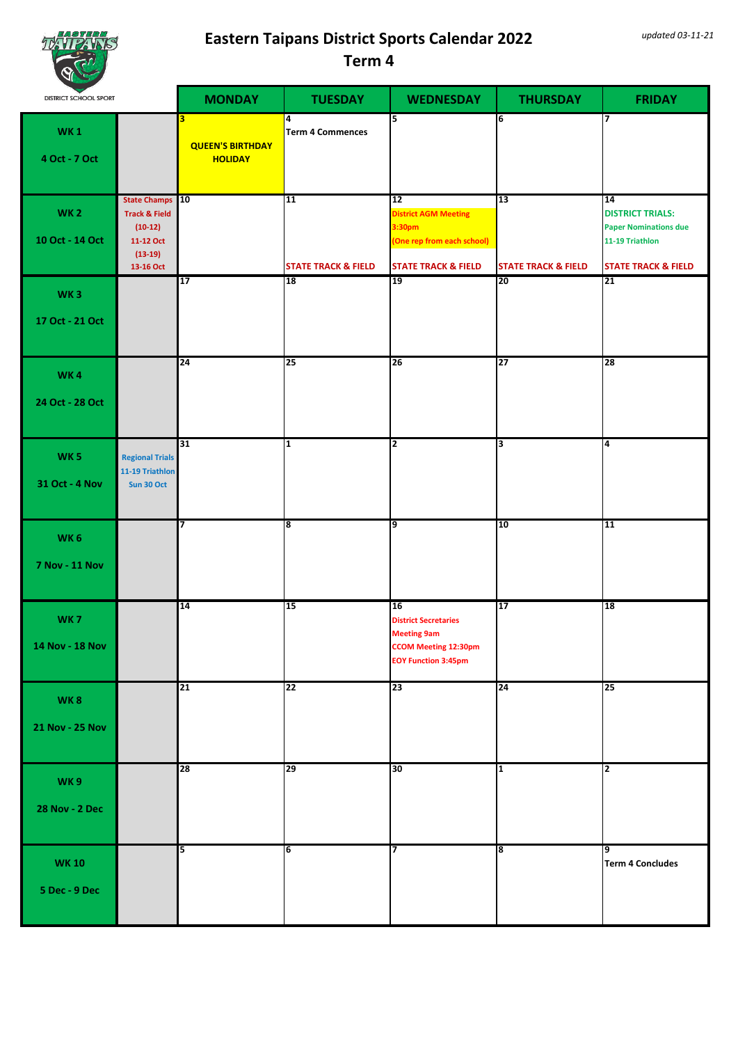*updated 03-11-21*

DISTRICT SCHOOL SPORT

# Eastern Taipans District Sports Calendar 2022

## Term 4

| | | MONDAY | TUESDAY | WEDNESDAY | THURSDAY | FRIDAY |
|---|---|---|---|---|---|---|
| WK 1<br>4 Oct - 7 Oct | | 3<br>QUEEN'S BIRTHDAY HOLIDAY | 4<br>Term 4 Commences | 5 | 6 | 7 |
| WK 2<br>10 Oct - 14 Oct | State Champs Track & Field (10-12) 11-12 Oct (13-19) 13-16 Oct | 10 | 11<br>STATE TRACK & FIELD | 12<br>District AGM Meeting 3:30pm (One rep from each school)<br>STATE TRACK & FIELD | 13<br>STATE TRACK & FIELD | 14<br>DISTRICT TRIALS: Paper Nominations due 11-19 Triathlon<br>STATE TRACK & FIELD |
| WK 3<br>17 Oct - 21 Oct | | 17 | 18 | 19 | 20 | 21 |
| WK 4<br>24 Oct - 28 Oct | | 24 | 25 | 26 | 27 | 28 |
| WK 5<br>31 Oct - 4 Nov | Regional Trials 11-19 Triathlon Sun 30 Oct | 31 | 1 | 2 | 3 | 4 |
| WK 6<br>7 Nov - 11 Nov | | 7 | 8 | 9 | 10 | 11 |
| WK 7<br>14 Nov - 18 Nov | | 14 | 15 | 16<br>District Secretaries Meeting 9am<br>CCOM Meeting 12:30pm<br>EOY Function 3:45pm | 17 | 18 |
| WK 8<br>21 Nov - 25 Nov | | 21 | 22 | 23 | 24 | 25 |
| WK 9<br>28 Nov - 2 Dec | | 28 | 29 | 30 | 1 | 2 |
| WK 10<br>5 Dec - 9 Dec | | 5 | 6 | 7 | 8 | 9<br>Term 4 Concludes |